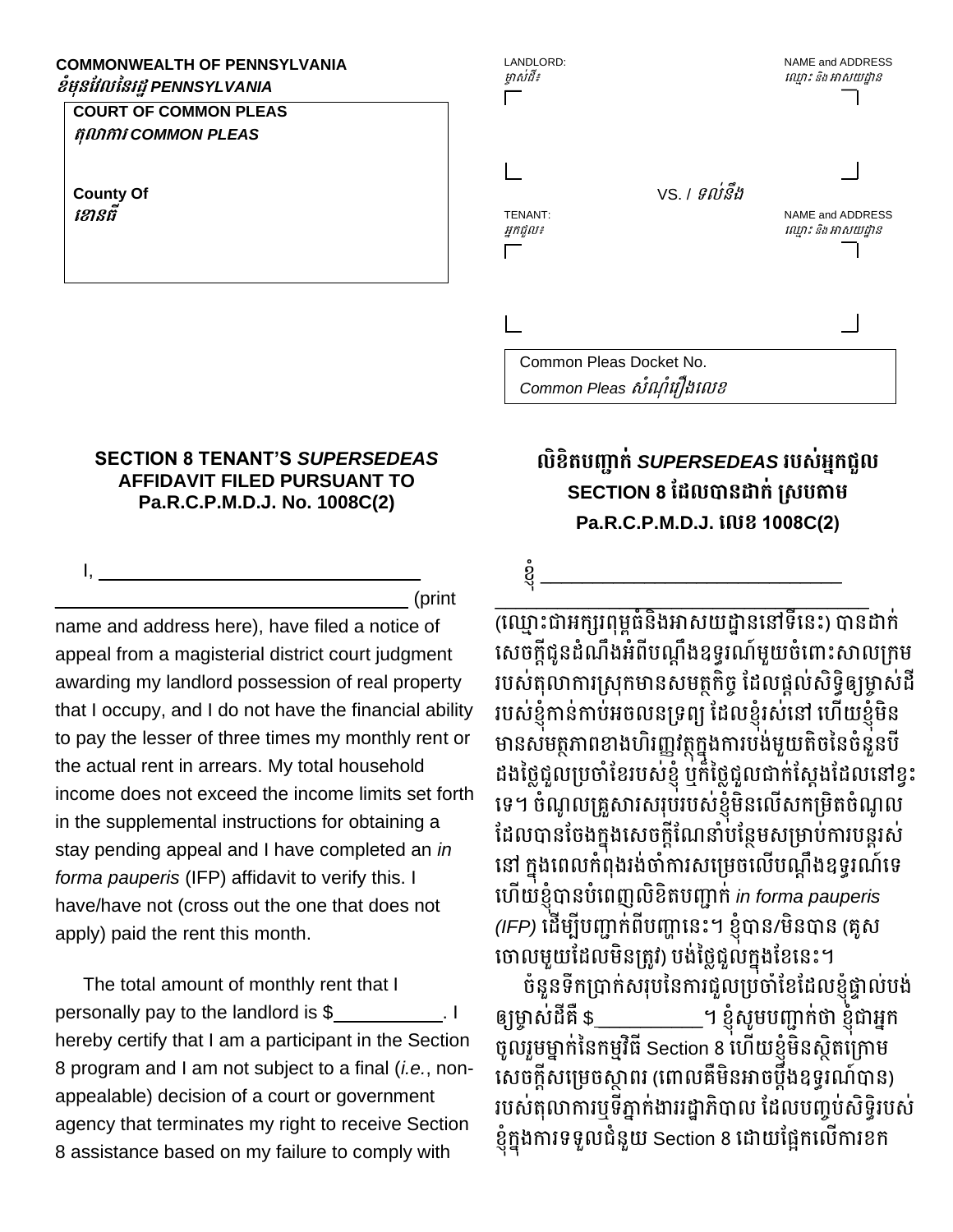**COMMONWEALTH OF PENNSYLVANIA**
*ខំមុនវែលនៃរដ្ឋ PENNSYLVANIA*

**COURT OF COMMON PLEAS**
*តុលាការ COMMON PLEAS*

**County Of**
*ខោនធី*

LANDLORD:
*ម្ចាស់ដី៖*

NAME and ADDRESS
*ឈ្មោះ និងអាសយដ្ឋាន*

VS. / *ទល់នឹង*

TENANT:
*អ្នកជួល៖*

NAME and ADDRESS
*ឈ្មោះ និងអាសយដ្ឋាន*

Common Pleas Docket No.
*Common Pleas សំណុំរឿងលេខ*

## SECTION 8 TENANT'S *SUPERSEDEAS* AFFIDAVIT FILED PURSUANT TO Pa.R.C.P.M.D.J. No. 1008C(2)

I, ________________________________
________________________________ (print name and address here), have filed a notice of appeal from a magisterial district court judgment awarding my landlord possession of real property that I occupy, and I do not have the financial ability to pay the lesser of three times my monthly rent or the actual rent in arrears. My total household income does not exceed the income limits set forth in the supplemental instructions for obtaining a stay pending appeal and I have completed an *in forma pauperis* (IFP) affidavit to verify this. I have/have not (cross out the one that does not apply) paid the rent this month.

The total amount of monthly rent that I personally pay to the landlord is $__________. I hereby certify that I am a participant in the Section 8 program and I am not subject to a final (*i.e.*, non-appealable) decision of a court or government agency that terminates my right to receive Section 8 assistance based on my failure to comply with

## លិខិតបញ្ជាក់ *SUPERSEDEAS* របស់អ្នកជួល SECTION 8 ដែលបានដាក់ ស្របតាម Pa.R.C.P.M.D.J. លេខ 1008C(2)

ខ្ញុំ ________________________________
________________________________
(ឈ្មោះជាអក្សរពុម្ពធំនិងអាសយដ្ឋាននៅទីនេះ) បានដាក់សេចក្តីជូនដំណឹងអំពីបណ្តឹងឧទ្ធរណ៍មួយចំពោះសាលក្រមរបស់តុលាការស្រុកមានសមត្ថកិច្ច ដែលផ្តល់សិទ្ធិឲ្យម្ចាស់ដីរបស់ខ្ញុំកាន់កាប់អចលនទ្រព្យ ដែលខ្ញុំរស់នៅ ហើយខ្ញុំមិនមានសមត្ថភាពខាងហិរញ្ញវត្ថុក្នុងការបង់មួយតិចនៃចំនួនបីដងថ្លៃជួលប្រចាំខែរបស់ខ្ញុំ ឬថ្លៃជួលជាក់ស្តែងដែលនៅខ្វះទេ។ ចំណូលគ្រួសារសរុបរបស់ខ្ញុំមិនលើសកម្រិតចំណូលដែលបានចែងក្នុងសេចក្តីណែនាំបន្ថែមសម្រាប់ការបន្តរស់នៅ ក្នុងពេលកំពុងរង់ចាំការសម្រេចលើបណ្តឹងឧទ្ធរណ៍ទេ ហើយខ្ញុំបានបំពេញលិខិតបញ្ជាក់ *in forma pauperis (IFP)* ដើម្បីបញ្ជាក់ពីបញ្ហានេះ។ ខ្ញុំបាន/មិនបាន (គូសចោលមួយដែលមិនត្រូវ) បង់ថ្លៃជួលក្នុងខែនេះ។

ចំនួនទឹកប្រាក់សរុបនៃការជួលប្រចាំខែដែលខ្ញុំផ្ទាល់បង់ឲ្យម្ចាស់ដីគឺ $__________។ ខ្ញុំសូមបញ្ជាក់ថា ខ្ញុំជាអ្នកចូលរួមម្នាក់នៃកម្មវិធី Section 8 ហើយខ្ញុំមិនស្ថិតក្រោមសេចក្តីសម្រេចស្ថាពរ (ពោលគឺមិនអាចប្តឹងឧទ្ធរណ៍បាន) របស់តុលាការឬទីភ្នាក់ងាររដ្ឋាភិបាល ដែលបញ្ចប់សិទ្ធិរបស់ខ្ញុំក្នុងការទទួលជំនួយ Section 8 ដោយផ្អែកលើការខក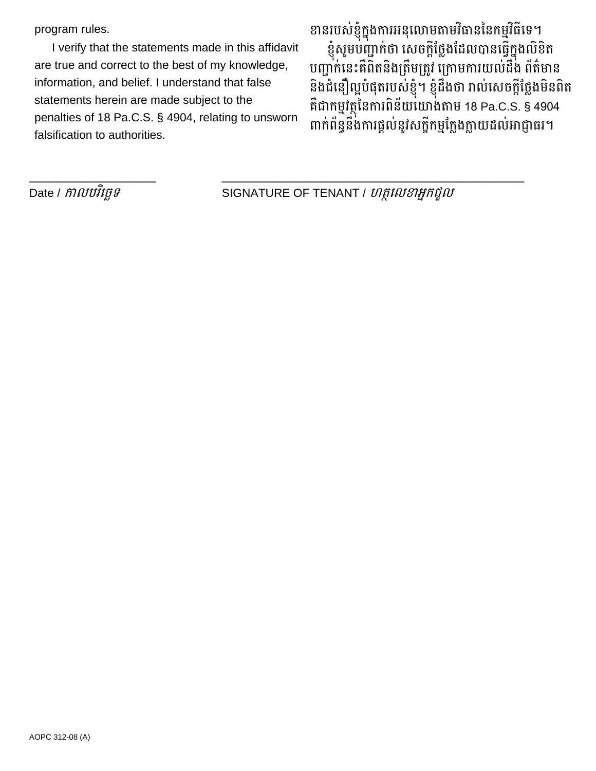program rules.

I verify that the statements made in this affidavit are true and correct to the best of my knowledge, information, and belief. I understand that false statements herein are made subject to the penalties of 18 Pa.C.S. § 4904, relating to unsworn falsification to authorities.

ខានរបស់ខ្ញុំក្នុងការអនុលោមតាមវិធាននៃកម្មវិធីទេ។

ខ្ញុំសូមបញ្ជាក់ថា សេចក្តីថ្លែងដែលបានធ្វើក្នុងលិខិតបញ្ជាក់នេះគឺពិតនិងត្រឹមត្រូវ ក្រោមការយល់ដឹង ព័ត៌មាន និងជំនឿល្អបំផុតរបស់ខ្ញុំ។ ខ្ញុំដឹងថា រាល់សេចក្តីថ្លែងមិនពិតគឺជាកម្មវត្ថុនៃការពិន័យយោងតាម 18 Pa.C.S. § 4904 ពាក់ព័ន្ធនឹងការផ្តល់នូវសក្ខីកម្មក្លែងក្លាយដល់អាជ្ញាធរ។

____________________
Date / *កាលបរិច្ឆេទ*

_______________________________________________
SIGNATURE OF TENANT / *ហត្ថលេខាអ្នកជួល*

AOPC 312-08 (A)